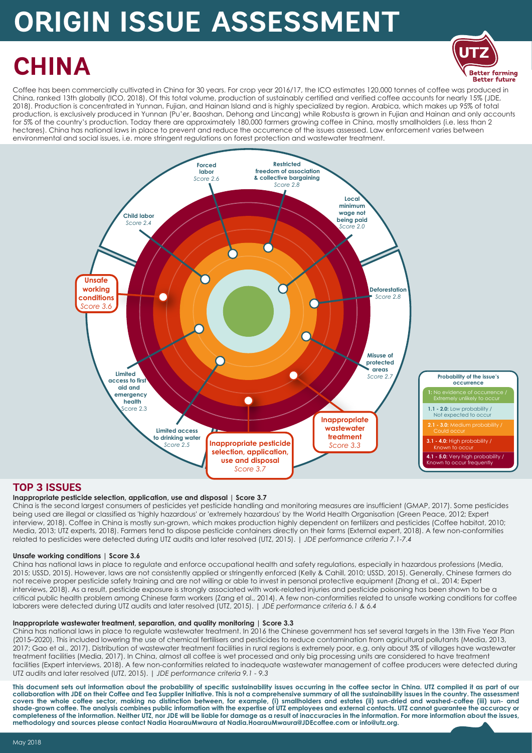# ORIGIN ISSUE ASSESSMENT

# CHINA

Coffee has been commercially cultivated in China for 30 years. For crop year 2016/17, the ICO estimates 120,000 tonnes of coffee was produced in China, ranked 13th globally (ICO, 2018). Of this total volume, production of sustainably certified and verified coffee accounts for nearly 15% (JDE, 2018). Production is concentrated in Yunnan, Fujian, and Hainan Island and is highly specialized by region. Arabica, which makes up 95% of total production, is exclusively produced in Yunnan (Pu'er, Baoshan, Dehong and Lincang) while Robusta is grown in Fujian and Hainan and only accounts for 5% of the country's production. Today there are approximately 180,000 farmers growing coffee in China, mostly smallholders (i.e. less than 2 hectares). China has national laws in place to prevent and reduce the occurrence of the issues assessed. Law enforcement varies between environmental and social issues, i.e. more stringent regulations on forest protection and wastewater treatment.

| Issue | Score |
|---|---|
| Forced labor | 2.6 |
| Restricted freedom of association & collective bargaining | 2.8 |
| Local minimum wage not being paid | 2.0 |
| Child labor | 2.4 |
| Unsafe working conditions | 3.6 |
| Deforestation | 2.8 |
| Misuse of protected areas | 2.7 |
| Limited access to first aid and emergency health | 2.3 |
| Limited access to drinking water | 2.5 |
| Inappropriate pesticide selection, application, use and disposal | 3.7 |
| Inappropriate wastewater treatment | 3.3 |

**Probability of the issue's occurrence**

- **1:** No evidence of occurrence / Extremely unlikely to occur
- **1.1 - 2.0:** Low probability / Not expected to occur
- **2.1 - 3.0:** Medium probability / Could occur
- **3.1 - 4.0:** High probability / Known to occur
- **4.1 - 5.0:** Very high probability / Known to occur frequently

## TOP 3 ISSUES

**Inappropriate pesticide selection, application, use and disposal | Score 3.7**

China is the second largest consumers of pesticides yet pesticide handling and monitoring measures are insufficient (GMAP, 2017). Some pesticides being used are illegal or classified as 'highly hazardous' or 'extremely hazardous' by the World Health Organisation (Green Peace, 2012; Expert interview, 2018). Coffee in China is mostly sun-grown, which makes production highly dependent on fertilizers and pesticides (Coffee habitat, 2010; Media, 2013; UTZ experts, 2018). Farmers tend to dispose pesticide containers directly on their farms (External expert, 2018). A few non-conformities related to pesticides were detected during UTZ audits and later resolved (UTZ, 2015). | *JDE performance criteria 7.1-7.4*

**Unsafe working conditions | Score 3.6**

China has national laws in place to regulate and enforce occupational health and safety regulations, especially in hazardous professions (Media, 2015; USSD, 2015). However, laws are not consistently applied or stringently enforced (Kelly & Cahill, 2010; USSD, 2015). Generally, Chinese farmers do not receive proper pesticide safety training and are not willing or able to invest in personal protective equipment (Zhang et al., 2014; Expert interviews, 2018). As a result, pesticide exposure is strongly associated with work-related injuries and pesticide poisoning has been shown to be a critical public health problem among Chinese farm workers (Zang et al., 2014). A few non-conformities related to unsafe working conditions for coffee laborers were detected during UTZ audits and later resolved (UTZ, 2015). | *JDE performance criteria 6.1 & 6.4*

**Inappropriate wastewater treatment, separation, and quality monitoring | Score 3.3**

China has national laws in place to regulate wastewater treatment. In 2016 the Chinese government has set several targets in the 13th Five Year Plan (2015–2020). This included lowering the use of chemical fertilisers and pesticides to reduce contamination from agricultural pollutants (Media, 2013, 2017; Gao et al., 2017). Distribution of wastewater treatment facilities in rural regions is extremely poor, e.g. only about 3% of villages have wastewater treatment facilities (Media, 2017). In China, almost all coffee is wet processed and only big processing units are considered to have treatment facilities (Expert interviews, 2018). A few non-conformities related to inadequate wastewater management of coffee producers were detected during UTZ audits and later resolved (UTZ, 2015). | *JDE performance criteria 9.1 - 9.3*

**This document sets out information about the probability of specific sustainability issues occurring in the coffee sector in China. UTZ compiled it as part of our collaboration with JDE on their Coffee and Tea Supplier Initiative. This is not a comprehensive summary of all the sustainability issues in the country. The assessment covers the whole coffee sector, making no distinction between, for example, (i) smallholders and estates (ii) sun-dried and washed-coffee (iii) sun- and shade-grown coffee. The analysis combines public information with the expertise of UTZ employees and external contacts. UTZ cannot guarantee the accuracy or completeness of the information. Neither UTZ, nor JDE will be liable for damage as a result of inaccuracies in the information. For more information about the issues, methodology and sources please contact Nadia HoarauMwaura at Nadia.HoarauMwaura@JDEcoffee.com or info@utz.org.**

May 2018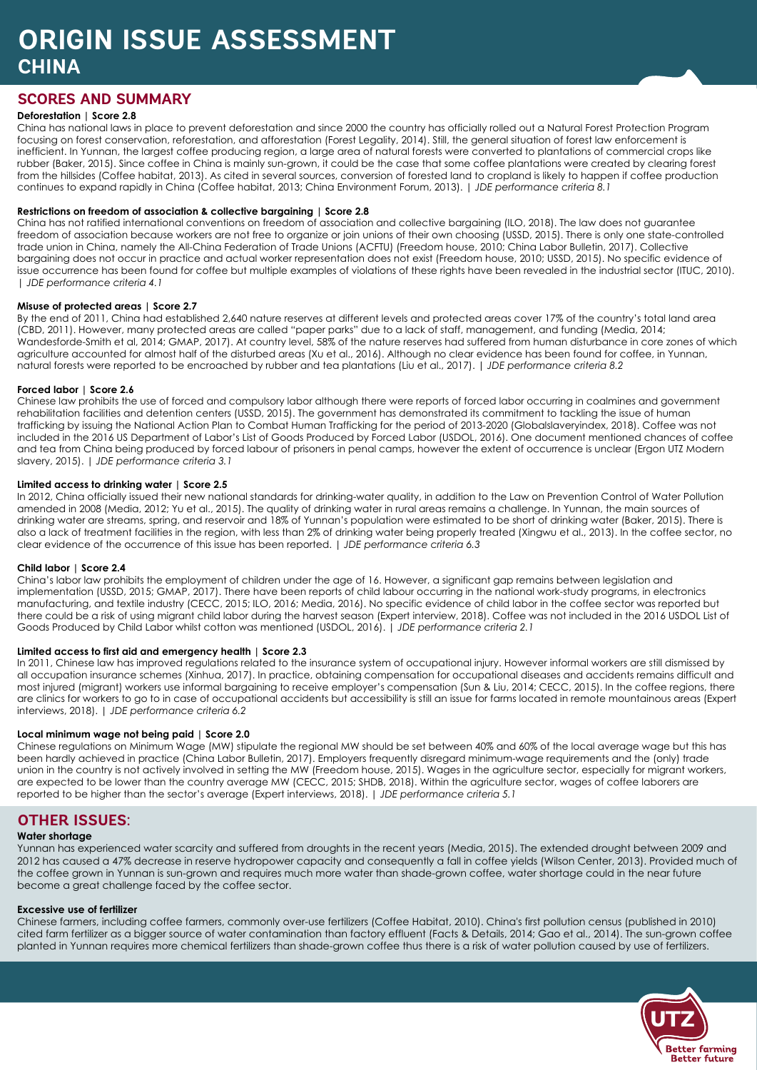# ORIGIN ISSUE ASSESSMENT
## CHINA

## SCORES AND SUMMARY

**Deforestation | Score 2.8**
China has national laws in place to prevent deforestation and since 2000 the country has officially rolled out a Natural Forest Protection Program focusing on forest conservation, reforestation, and afforestation (Forest Legality, 2014). Still, the general situation of forest law enforcement is inefficient. In Yunnan, the largest coffee producing region, a large area of natural forests were converted to plantations of commercial crops like rubber (Baker, 2015). Since coffee in China is mainly sun-grown, it could be the case that some coffee plantations were created by clearing forest from the hillsides (Coffee habitat, 2013). As cited in several sources, conversion of forested land to cropland is likely to happen if coffee production continues to expand rapidly in China (Coffee habitat, 2013; China Environment Forum, 2013). | *JDE performance criteria 8.1*

**Restrictions on freedom of association & collective bargaining | Score 2.8**
China has not ratified international conventions on freedom of association and collective bargaining (ILO, 2018). The law does not guarantee freedom of association because workers are not free to organize or join unions of their own choosing (USSD, 2015). There is only one state-controlled trade union in China, namely the All-China Federation of Trade Unions (ACFTU) (Freedom house, 2010; China Labor Bulletin, 2017). Collective bargaining does not occur in practice and actual worker representation does not exist (Freedom house, 2010; USSD, 2015). No specific evidence of issue occurrence has been found for coffee but multiple examples of violations of these rights have been revealed in the industrial sector (ITUC, 2010). | *JDE performance criteria 4.1*

**Misuse of protected areas | Score 2.7**
By the end of 2011, China had established 2,640 nature reserves at different levels and protected areas cover 17% of the country's total land area (CBD, 2011). However, many protected areas are called "paper parks" due to a lack of staff, management, and funding (Media, 2014; Wandesforde-Smith et al, 2014; GMAP, 2017). At country level, 58% of the nature reserves had suffered from human disturbance in core zones of which agriculture accounted for almost half of the disturbed areas (Xu et al., 2016). Although no clear evidence has been found for coffee, in Yunnan, natural forests were reported to be encroached by rubber and tea plantations (Liu et al., 2017). | *JDE performance criteria 8.2*

**Forced labor | Score 2.6**
Chinese law prohibits the use of forced and compulsory labor although there were reports of forced labor occurring in coalmines and government rehabilitation facilities and detention centers (USSD, 2015). The government has demonstrated its commitment to tackling the issue of human trafficking by issuing the National Action Plan to Combat Human Trafficking for the period of 2013-2020 (Globalslaveryindex, 2018). Coffee was not included in the 2016 US Department of Labor's List of Goods Produced by Forced Labor (USDOL, 2016). One document mentioned chances of coffee and tea from China being produced by forced labour of prisoners in penal camps, however the extent of occurrence is unclear (Ergon UTZ Modern slavery, 2015). | *JDE performance criteria 3.1*

**Limited access to drinking water | Score 2.5**
In 2012, China officially issued their new national standards for drinking-water quality, in addition to the Law on Prevention Control of Water Pollution amended in 2008 (Media, 2012; Yu et al., 2015). The quality of drinking water in rural areas remains a challenge. In Yunnan, the main sources of drinking water are streams, spring, and reservoir and 18% of Yunnan's population were estimated to be short of drinking water (Baker, 2015). There is also a lack of treatment facilities in the region, with less than 2% of drinking water being properly treated (Xingwu et al., 2013). In the coffee sector, no clear evidence of the occurrence of this issue has been reported. | *JDE performance criteria 6.3*

**Child labor | Score 2.4**
China's labor law prohibits the employment of children under the age of 16. However, a significant gap remains between legislation and implementation (USSD, 2015; GMAP, 2017). There have been reports of child labour occurring in the national work-study programs, in electronics manufacturing, and textile industry (CECC, 2015; ILO, 2016; Media, 2016). No specific evidence of child labor in the coffee sector was reported but there could be a risk of using migrant child labor during the harvest season (Expert interview, 2018). Coffee was not included in the 2016 USDOL List of Goods Produced by Child Labor whilst cotton was mentioned (USDOL, 2016). | *JDE performance criteria 2.1*

**Limited access to first aid and emergency health | Score 2.3**
In 2011, Chinese law has improved regulations related to the insurance system of occupational injury. However informal workers are still dismissed by all occupation insurance schemes (Xinhua, 2017). In practice, obtaining compensation for occupational diseases and accidents remains difficult and most injured (migrant) workers use informal bargaining to receive employer's compensation (Sun & Liu, 2014; CECC, 2015). In the coffee regions, there are clinics for workers to go to in case of occupational accidents but accessibility is still an issue for farms located in remote mountainous areas (Expert interviews, 2018). | *JDE performance criteria 6.2*

**Local minimum wage not being paid | Score 2.0**
Chinese regulations on Minimum Wage (MW) stipulate the regional MW should be set between 40% and 60% of the local average wage but this has been hardly achieved in practice (China Labor Bulletin, 2017). Employers frequently disregard minimum-wage requirements and the (only) trade union in the country is not actively involved in setting the MW (Freedom house, 2015). Wages in the agriculture sector, especially for migrant workers, are expected to be lower than the country average MW (CECC, 2015; SHDB, 2018). Within the agriculture sector, wages of coffee laborers are reported to be higher than the sector's average (Expert interviews, 2018). | *JDE performance criteria 5.1*

## OTHER ISSUES:

**Water shortage**
Yunnan has experienced water scarcity and suffered from droughts in the recent years (Media, 2015). The extended drought between 2009 and 2012 has caused a 47% decrease in reserve hydropower capacity and consequently a fall in coffee yields (Wilson Center, 2013). Provided much of the coffee grown in Yunnan is sun-grown and requires much more water than shade-grown coffee, water shortage could in the near future become a great challenge faced by the coffee sector.

**Excessive use of fertilizer**
Chinese farmers, including coffee farmers, commonly over-use fertilizers (Coffee Habitat, 2010). China's first pollution census (published in 2010) cited farm fertilizer as a bigger source of water contamination than factory effluent (Facts & Details, 2014; Gao et al., 2014). The sun-grown coffee planted in Yunnan requires more chemical fertilizers than shade-grown coffee thus there is a risk of water pollution caused by use of fertilizers.

UTZ
Better farming
Better future